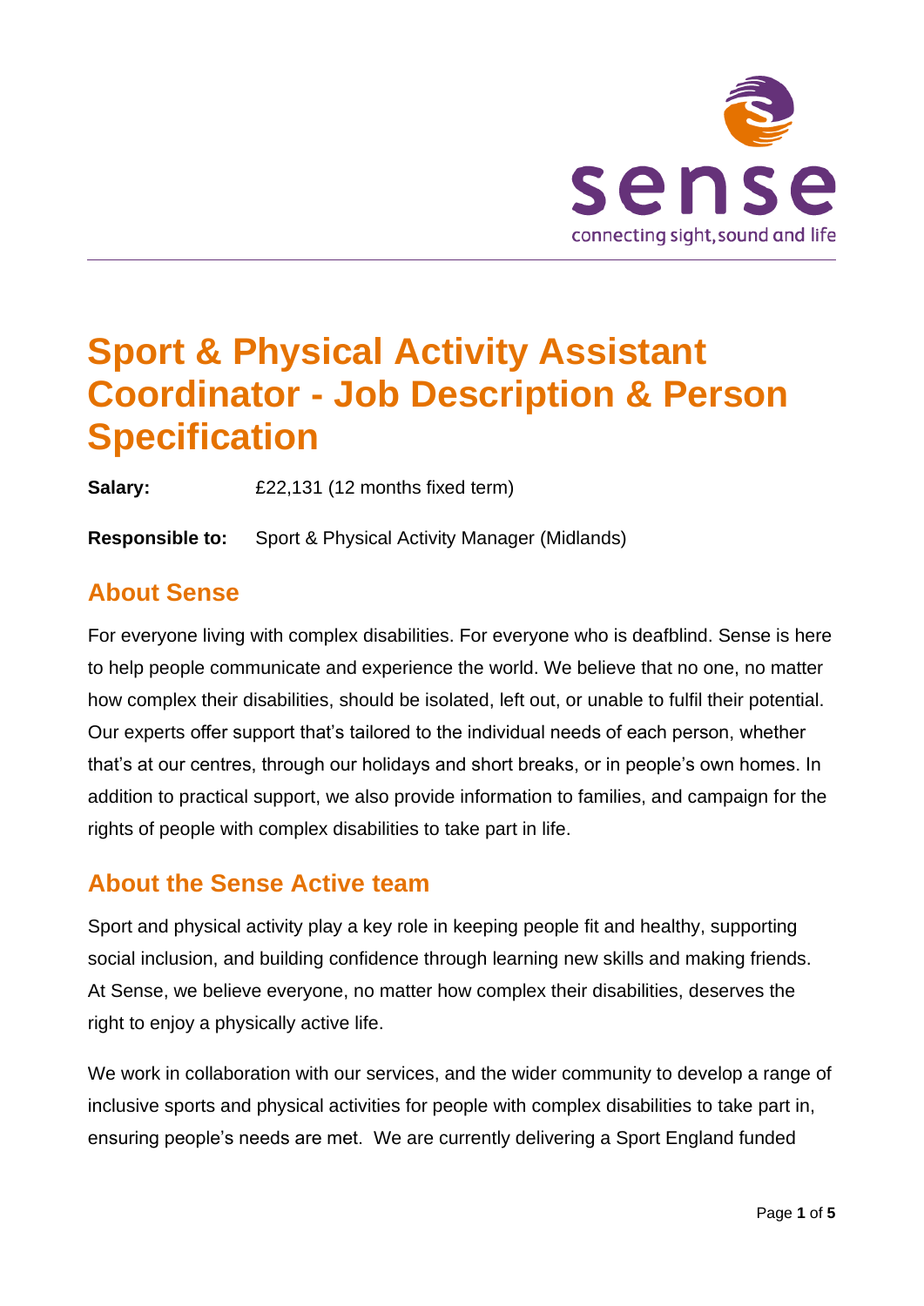# Sport & Physical Activity Assistant Coordinator - Job Description & Person Specification

**Salary:** £22,131 (12 months fixed term)

**Responsible to:** Sport & Physical Activity Manager (Midlands)

## About Sense

For everyone living with complex disabilities. For everyone who is deafblind. Sense is here to help people communicate and experience the world. We believe that no one, no matter how complex their disabilities, should be isolated, left out, or unable to fulfil their potential. Our experts offer support that's tailored to the individual needs of each person, whether that's at our centres, through our holidays and short breaks, or in people's own homes. In addition to practical support, we also provide information to families, and campaign for the rights of people with complex disabilities to take part in life.

## About the Sense Active team

Sport and physical activity play a key role in keeping people fit and healthy, supporting social inclusion, and building confidence through learning new skills and making friends. At Sense, we believe everyone, no matter how complex their disabilities, deserves the right to enjoy a physically active life.

We work in collaboration with our services, and the wider community to develop a range of inclusive sports and physical activities for people with complex disabilities to take part in, ensuring people's needs are met. We are currently delivering a Sport England funded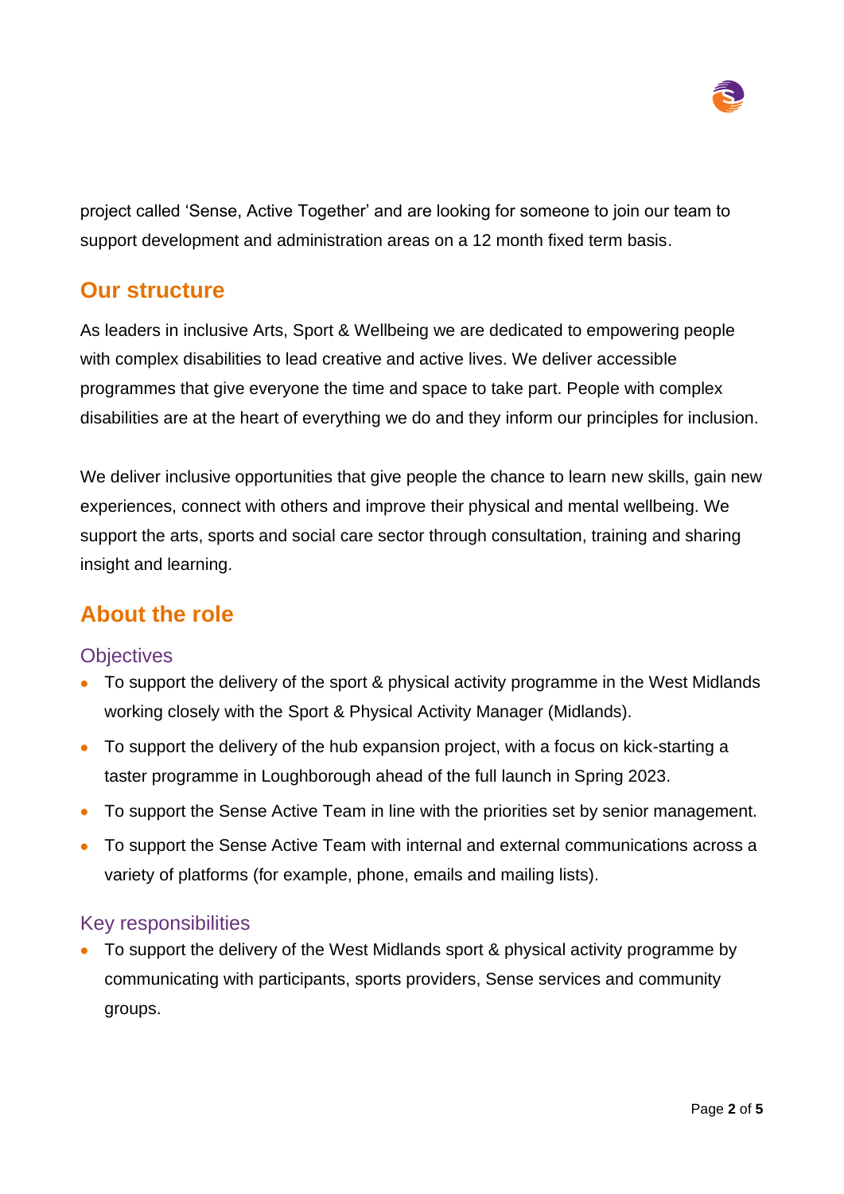project called 'Sense, Active Together' and are looking for someone to join our team to support development and administration areas on a 12 month fixed term basis.

## Our structure

As leaders in inclusive Arts, Sport & Wellbeing we are dedicated to empowering people with complex disabilities to lead creative and active lives. We deliver accessible programmes that give everyone the time and space to take part. People with complex disabilities are at the heart of everything we do and they inform our principles for inclusion.

We deliver inclusive opportunities that give people the chance to learn new skills, gain new experiences, connect with others and improve their physical and mental wellbeing. We support the arts, sports and social care sector through consultation, training and sharing insight and learning.

## About the role

### Objectives

- To support the delivery of the sport & physical activity programme in the West Midlands working closely with the Sport & Physical Activity Manager (Midlands).
- To support the delivery of the hub expansion project, with a focus on kick-starting a taster programme in Loughborough ahead of the full launch in Spring 2023.
- To support the Sense Active Team in line with the priorities set by senior management.
- To support the Sense Active Team with internal and external communications across a variety of platforms (for example, phone, emails and mailing lists).

### Key responsibilities

- To support the delivery of the West Midlands sport & physical activity programme by communicating with participants, sports providers, Sense services and community groups.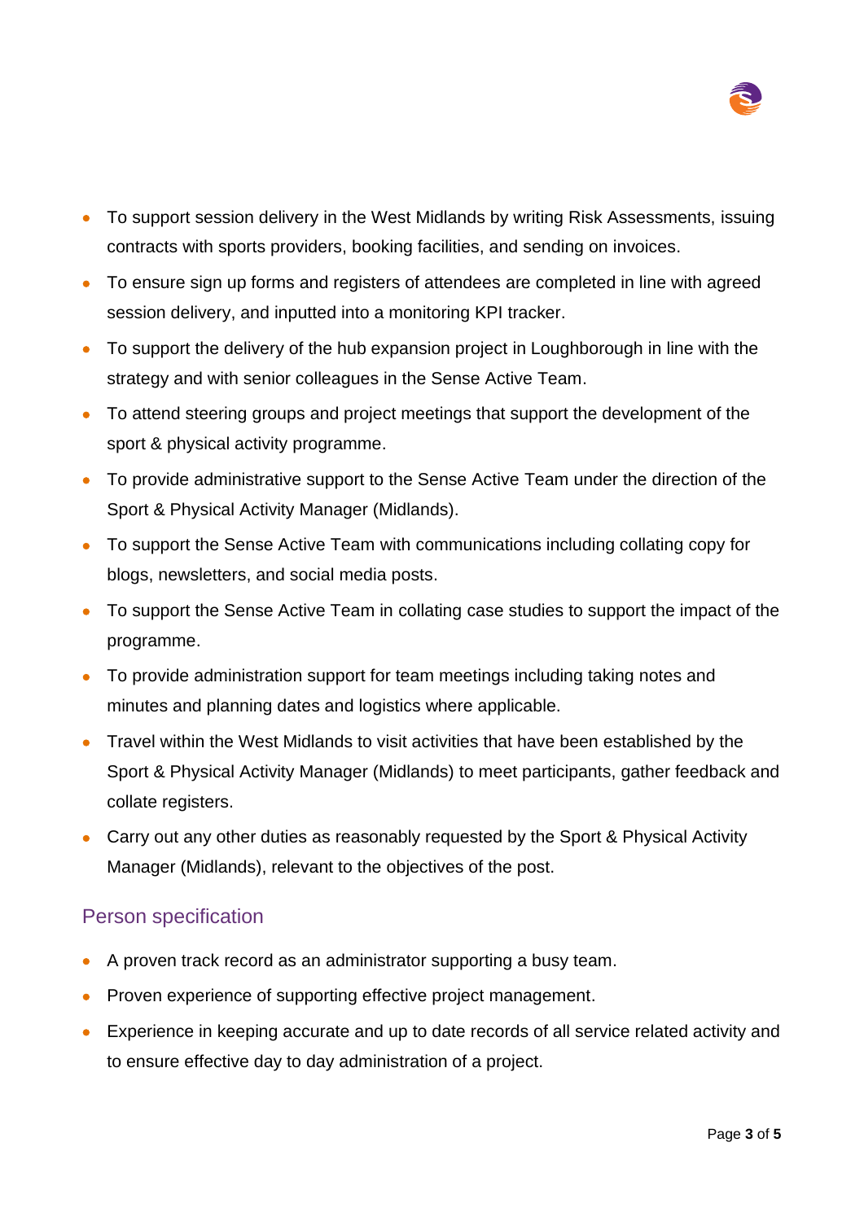- To support session delivery in the West Midlands by writing Risk Assessments, issuing contracts with sports providers, booking facilities, and sending on invoices.
- To ensure sign up forms and registers of attendees are completed in line with agreed session delivery, and inputted into a monitoring KPI tracker.
- To support the delivery of the hub expansion project in Loughborough in line with the strategy and with senior colleagues in the Sense Active Team.
- To attend steering groups and project meetings that support the development of the sport & physical activity programme.
- To provide administrative support to the Sense Active Team under the direction of the Sport & Physical Activity Manager (Midlands).
- To support the Sense Active Team with communications including collating copy for blogs, newsletters, and social media posts.
- To support the Sense Active Team in collating case studies to support the impact of the programme.
- To provide administration support for team meetings including taking notes and minutes and planning dates and logistics where applicable.
- Travel within the West Midlands to visit activities that have been established by the Sport & Physical Activity Manager (Midlands) to meet participants, gather feedback and collate registers.
- Carry out any other duties as reasonably requested by the Sport & Physical Activity Manager (Midlands), relevant to the objectives of the post.

## Person specification

- A proven track record as an administrator supporting a busy team.
- Proven experience of supporting effective project management.
- Experience in keeping accurate and up to date records of all service related activity and to ensure effective day to day administration of a project.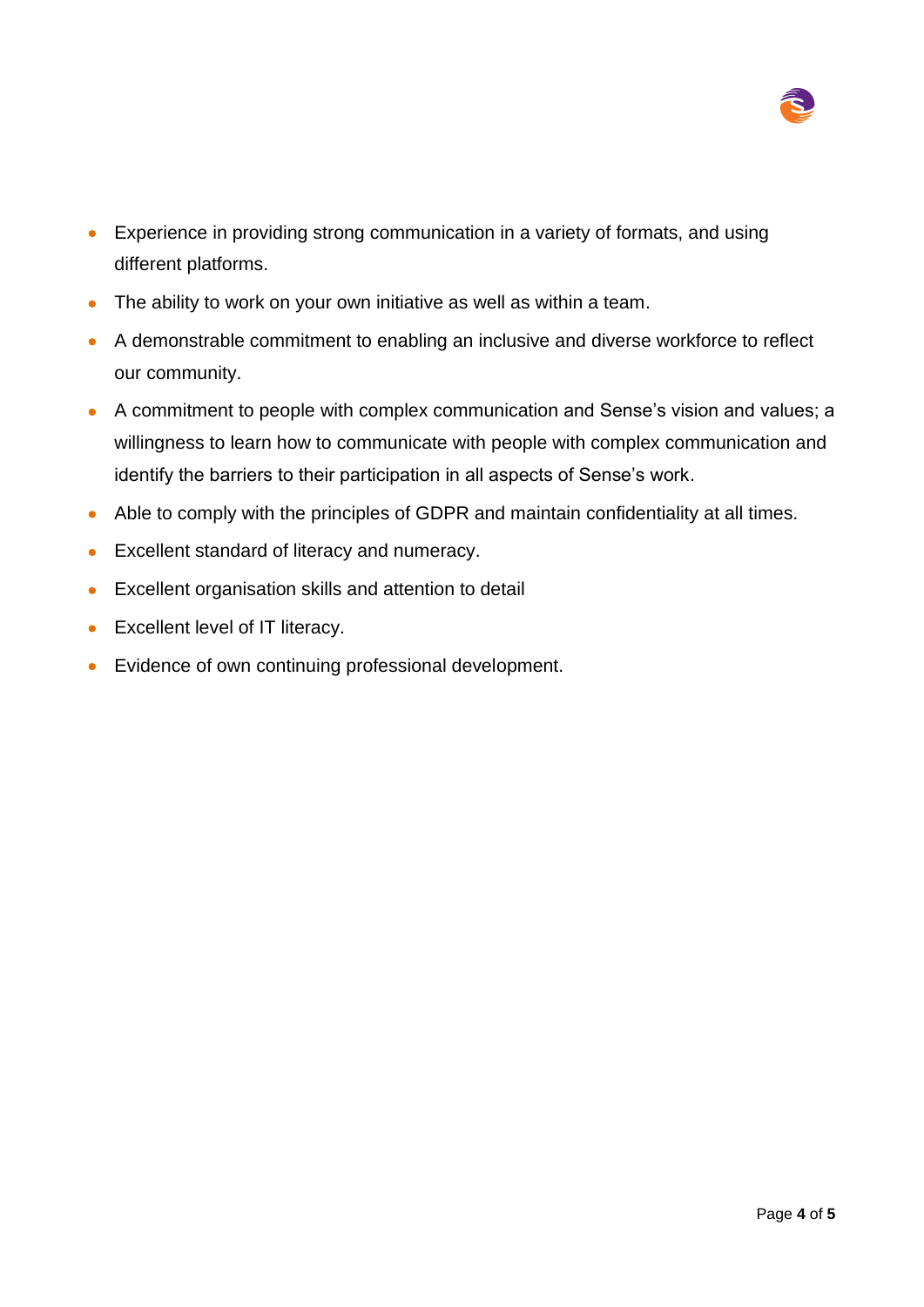- Experience in providing strong communication in a variety of formats, and using different platforms.
- The ability to work on your own initiative as well as within a team.
- A demonstrable commitment to enabling an inclusive and diverse workforce to reflect our community.
- A commitment to people with complex communication and Sense's vision and values; a willingness to learn how to communicate with people with complex communication and identify the barriers to their participation in all aspects of Sense's work.
- Able to comply with the principles of GDPR and maintain confidentiality at all times.
- Excellent standard of literacy and numeracy.
- Excellent organisation skills and attention to detail
- Excellent level of IT literacy.
- Evidence of own continuing professional development.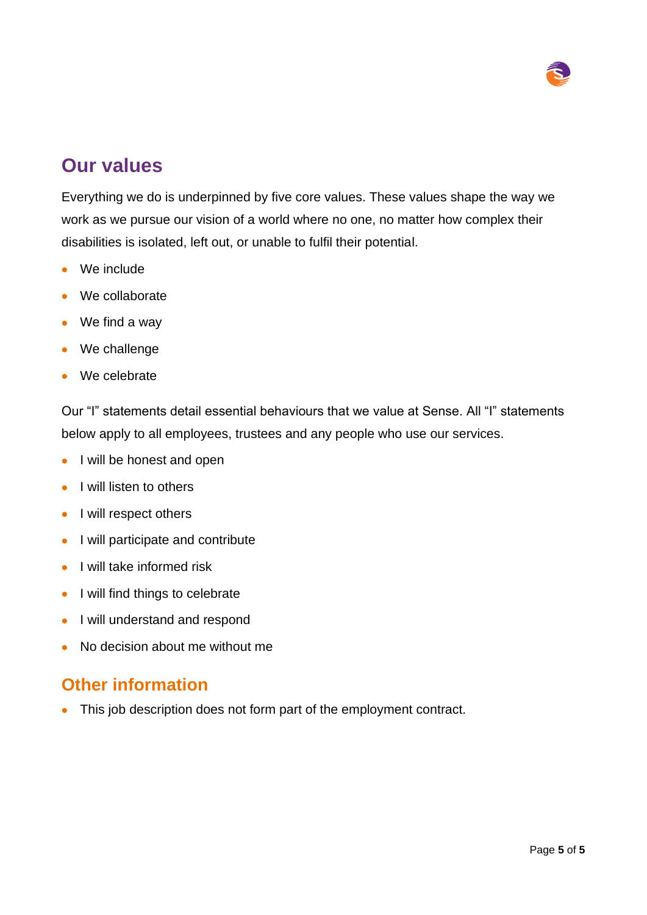## Our values

Everything we do is underpinned by five core values. These values shape the way we work as we pursue our vision of a world where no one, no matter how complex their disabilities is isolated, left out, or unable to fulfil their potential.

- We include
- We collaborate
- We find a way
- We challenge
- We celebrate

Our “I” statements detail essential behaviours that we value at Sense. All “I” statements below apply to all employees, trustees and any people who use our services.

- I will be honest and open
- I will listen to others
- I will respect others
- I will participate and contribute
- I will take informed risk
- I will find things to celebrate
- I will understand and respond
- No decision about me without me

## Other information

- This job description does not form part of the employment contract.